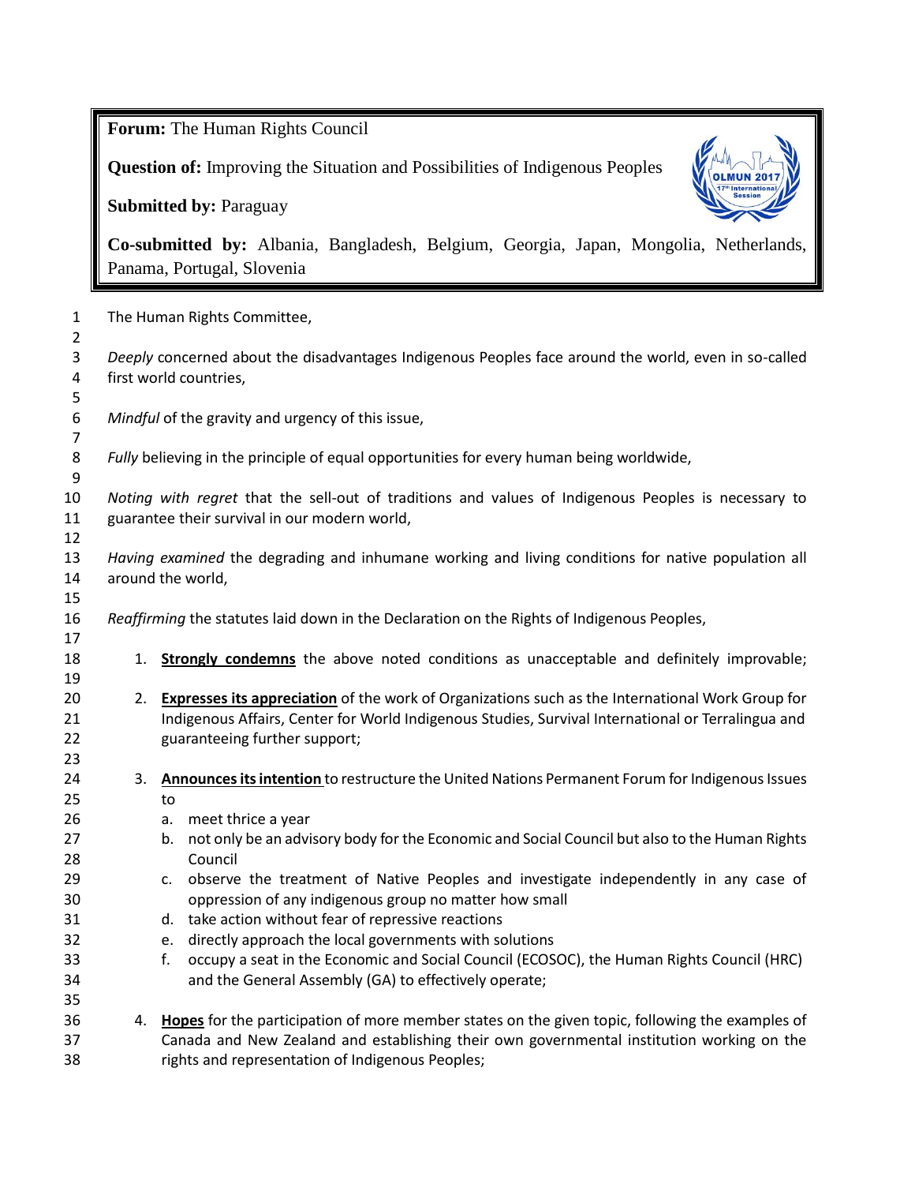**Forum:** The Human Rights Council

**Question of:** Improving the Situation and Possibilities of Indigenous Peoples

**Submitted by:** Paraguay

**Co-submitted by:** Albania, Bangladesh, Belgium, Georgia, Japan, Mongolia, Netherlands, Panama, Portugal, Slovenia

The Human Rights Committee,

*Deeply* concerned about the disadvantages Indigenous Peoples face around the world, even in so-called first world countries,

*Mindful* of the gravity and urgency of this issue,

*Fully* believing in the principle of equal opportunities for every human being worldwide,

*Noting with regret* that the sell-out of traditions and values of Indigenous Peoples is necessary to guarantee their survival in our modern world,

*Having examined* the degrading and inhumane working and living conditions for native population all around the world,

*Reaffirming* the statutes laid down in the Declaration on the Rights of Indigenous Peoples,

1. **Strongly condemns** the above noted conditions as unacceptable and definitely improvable;

2. **Expresses its appreciation** of the work of Organizations such as the International Work Group for Indigenous Affairs, Center for World Indigenous Studies, Survival International or Terralingua and guaranteeing further support;

3. **Announces its intention** to restructure the United Nations Permanent Forum for Indigenous Issues to
   a. meet thrice a year
   b. not only be an advisory body for the Economic and Social Council but also to the Human Rights Council
   c. observe the treatment of Native Peoples and investigate independently in any case of oppression of any indigenous group no matter how small
   d. take action without fear of repressive reactions
   e. directly approach the local governments with solutions
   f. occupy a seat in the Economic and Social Council (ECOSOC), the Human Rights Council (HRC) and the General Assembly (GA) to effectively operate;

4. **Hopes** for the participation of more member states on the given topic, following the examples of Canada and New Zealand and establishing their own governmental institution working on the rights and representation of Indigenous Peoples;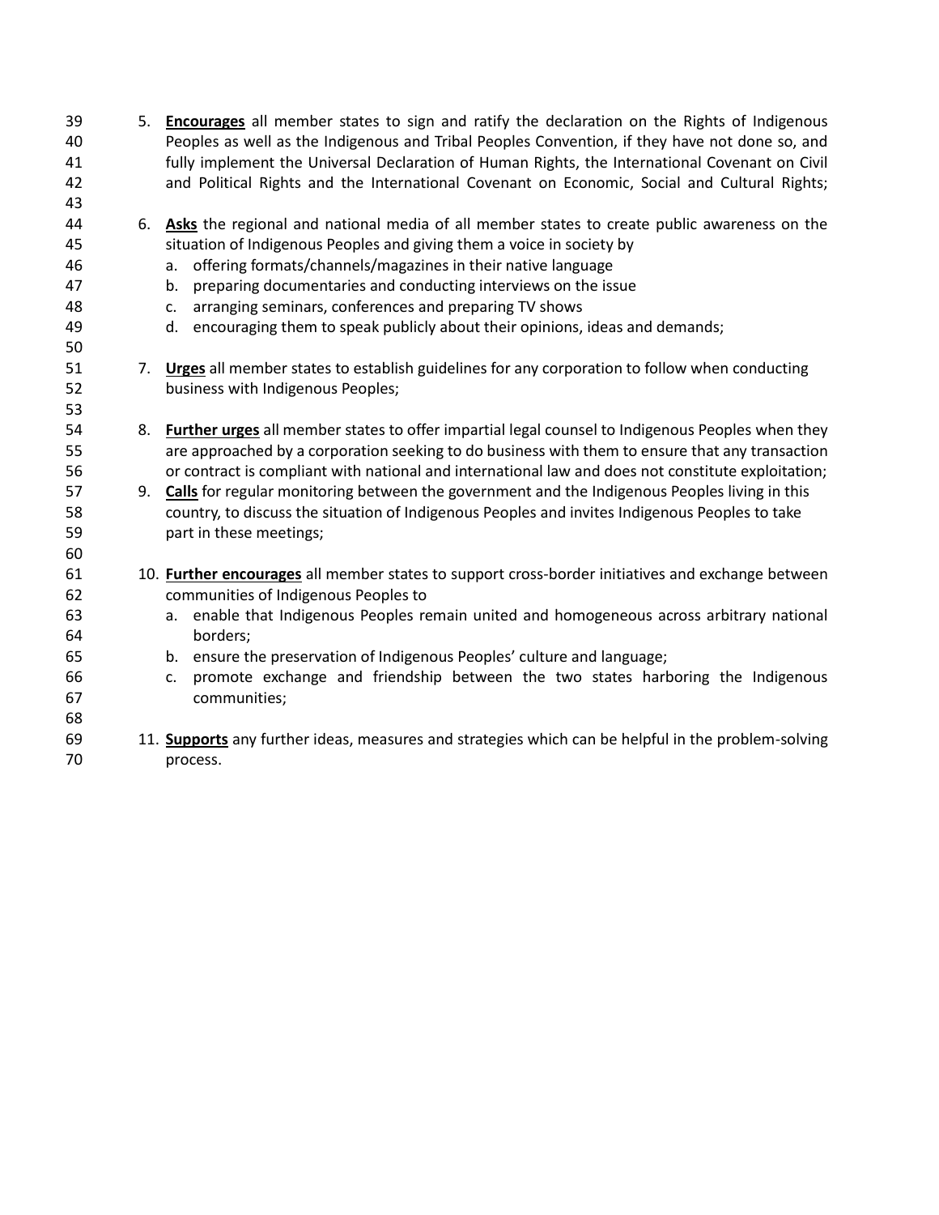5. **Encourages** all member states to sign and ratify the declaration on the Rights of Indigenous Peoples as well as the Indigenous and Tribal Peoples Convention, if they have not done so, and fully implement the Universal Declaration of Human Rights, the International Covenant on Civil and Political Rights and the International Covenant on Economic, Social and Cultural Rights;

6. **Asks** the regional and national media of all member states to create public awareness on the situation of Indigenous Peoples and giving them a voice in society by
   a. offering formats/channels/magazines in their native language
   b. preparing documentaries and conducting interviews on the issue
   c. arranging seminars, conferences and preparing TV shows
   d. encouraging them to speak publicly about their opinions, ideas and demands;

7. **Urges** all member states to establish guidelines for any corporation to follow when conducting business with Indigenous Peoples;

8. **Further urges** all member states to offer impartial legal counsel to Indigenous Peoples when they are approached by a corporation seeking to do business with them to ensure that any transaction or contract is compliant with national and international law and does not constitute exploitation;

9. **Calls** for regular monitoring between the government and the Indigenous Peoples living in this country, to discuss the situation of Indigenous Peoples and invites Indigenous Peoples to take part in these meetings;

10. **Further encourages** all member states to support cross-border initiatives and exchange between communities of Indigenous Peoples to
    a. enable that Indigenous Peoples remain united and homogeneous across arbitrary national borders;
    b. ensure the preservation of Indigenous Peoples' culture and language;
    c. promote exchange and friendship between the two states harboring the Indigenous communities;

11. **Supports** any further ideas, measures and strategies which can be helpful in the problem-solving process.